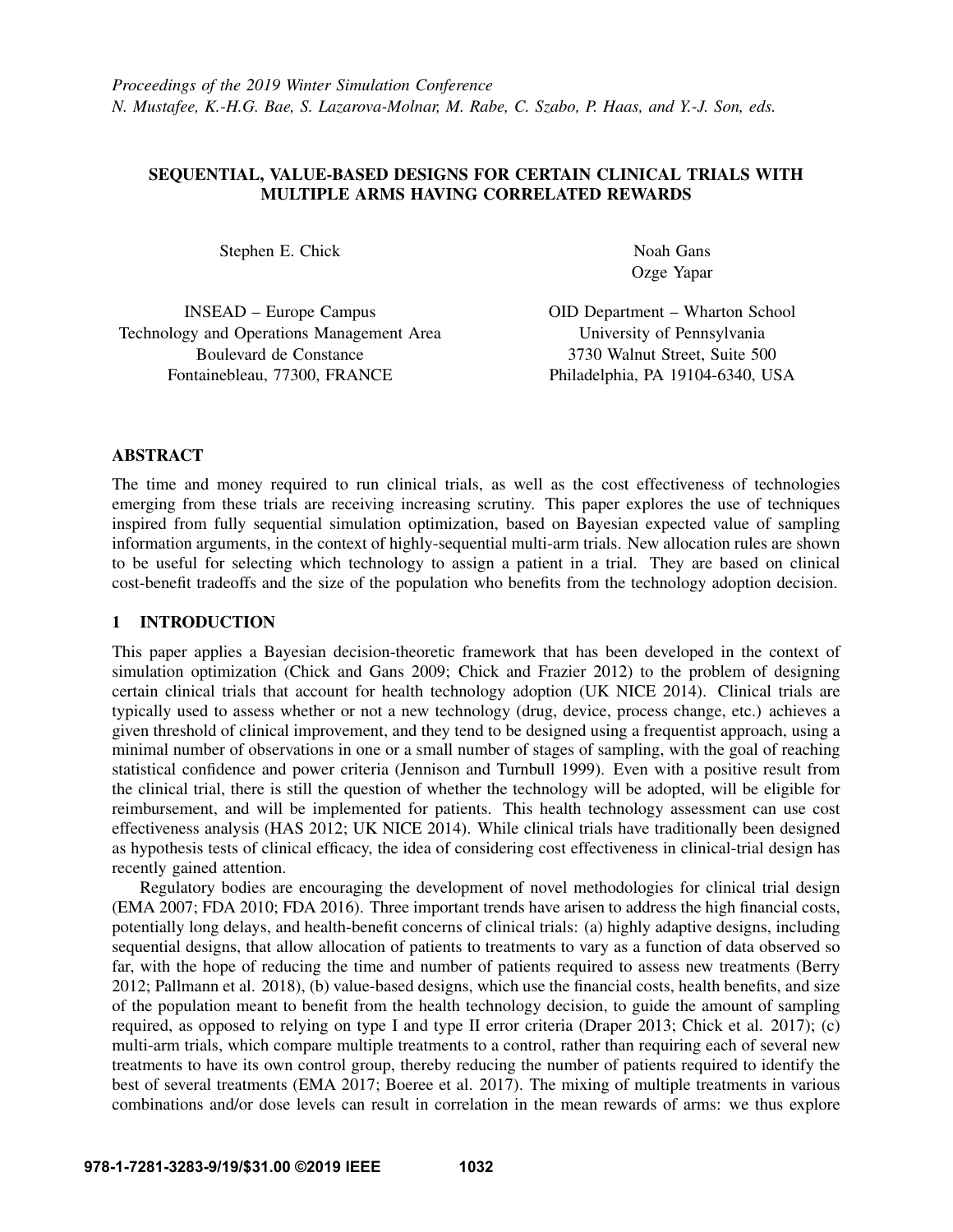# SEQUENTIAL, VALUE-BASED DESIGNS FOR CERTAIN CLINICAL TRIALS WITH MULTIPLE ARMS HAVING CORRELATED REWARDS

Stephen E. Chick

INSEAD – Europe Campus
Technology and Operations Management Area
Boulevard de Constance
Fontainebleau, 77300, FRANCE

Noah Gans
Ozge Yapar

OID Department – Wharton School
University of Pennsylvania
3730 Walnut Street, Suite 500
Philadelphia, PA 19104-6340, USA

## ABSTRACT

The time and money required to run clinical trials, as well as the cost effectiveness of technologies emerging from these trials are receiving increasing scrutiny. This paper explores the use of techniques inspired from fully sequential simulation optimization, based on Bayesian expected value of sampling information arguments, in the context of highly-sequential multi-arm trials. New allocation rules are shown to be useful for selecting which technology to assign a patient in a trial. They are based on clinical cost-benefit tradeoffs and the size of the population who benefits from the technology adoption decision.

## 1 INTRODUCTION

This paper applies a Bayesian decision-theoretic framework that has been developed in the context of simulation optimization (Chick and Gans 2009; Chick and Frazier 2012) to the problem of designing certain clinical trials that account for health technology adoption (UK NICE 2014). Clinical trials are typically used to assess whether or not a new technology (drug, device, process change, etc.) achieves a given threshold of clinical improvement, and they tend to be designed using a frequentist approach, using a minimal number of observations in one or a small number of stages of sampling, with the goal of reaching statistical confidence and power criteria (Jennison and Turnbull 1999). Even with a positive result from the clinical trial, there is still the question of whether the technology will be adopted, will be eligible for reimbursement, and will be implemented for patients. This health technology assessment can use cost effectiveness analysis (HAS 2012; UK NICE 2014). While clinical trials have traditionally been designed as hypothesis tests of clinical efficacy, the idea of considering cost effectiveness in clinical-trial design has recently gained attention.

Regulatory bodies are encouraging the development of novel methodologies for clinical trial design (EMA 2007; FDA 2010; FDA 2016). Three important trends have arisen to address the high financial costs, potentially long delays, and health-benefit concerns of clinical trials: (a) highly adaptive designs, including sequential designs, that allow allocation of patients to treatments to vary as a function of data observed so far, with the hope of reducing the time and number of patients required to assess new treatments (Berry 2012; Pallmann et al. 2018), (b) value-based designs, which use the financial costs, health benefits, and size of the population meant to benefit from the health technology decision, to guide the amount of sampling required, as opposed to relying on type I and type II error criteria (Draper 2013; Chick et al. 2017); (c) multi-arm trials, which compare multiple treatments to a control, rather than requiring each of several new treatments to have its own control group, thereby reducing the number of patients required to identify the best of several treatments (EMA 2017; Boeree et al. 2017). The mixing of multiple treatments in various combinations and/or dose levels can result in correlation in the mean rewards of arms: we thus explore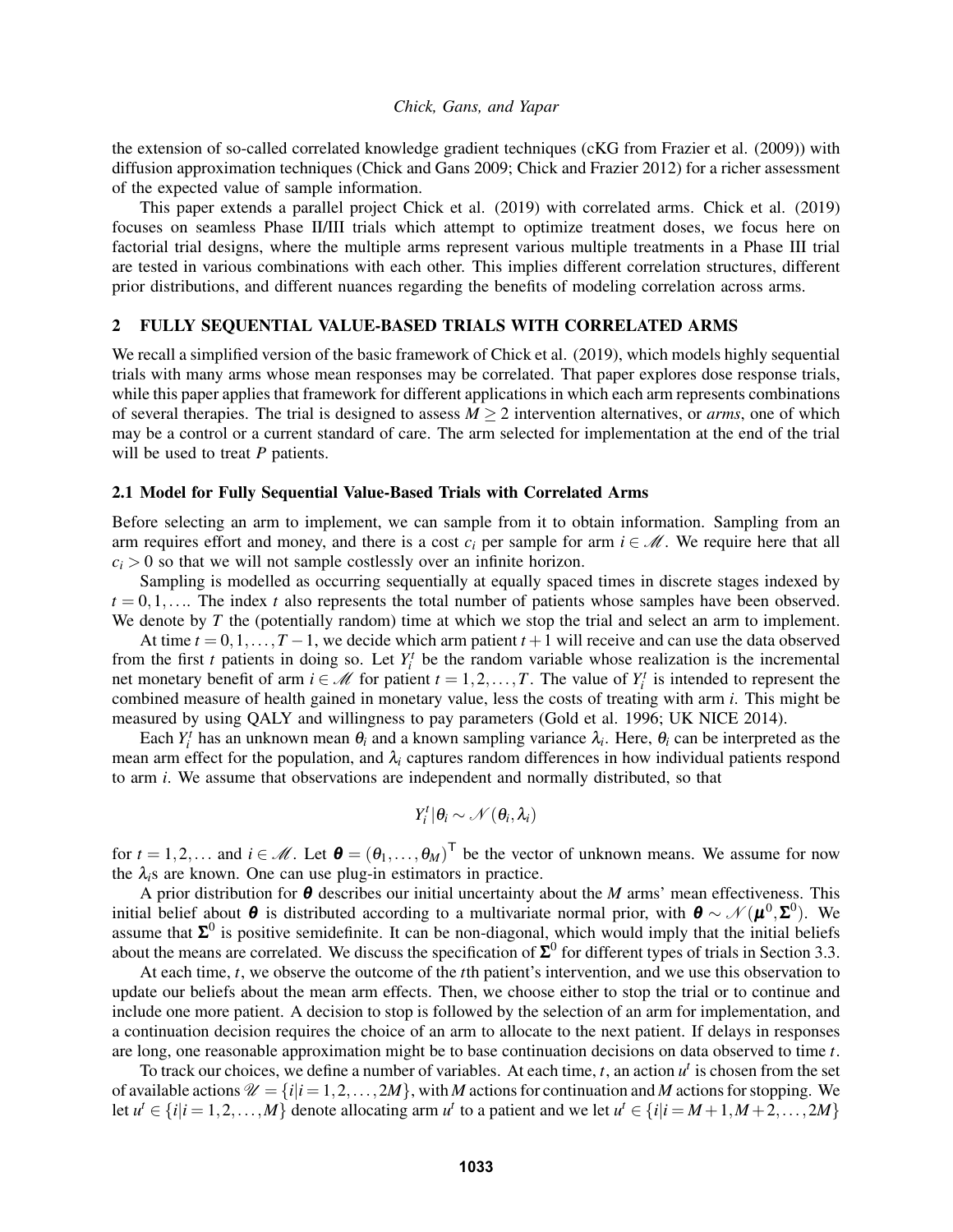the extension of so-called correlated knowledge gradient techniques (cKG from Frazier et al. (2009)) with diffusion approximation techniques (Chick and Gans 2009; Chick and Frazier 2012) for a richer assessment of the expected value of sample information.

This paper extends a parallel project Chick et al. (2019) with correlated arms. Chick et al. (2019) focuses on seamless Phase II/III trials which attempt to optimize treatment doses, we focus here on factorial trial designs, where the multiple arms represent various multiple treatments in a Phase III trial are tested in various combinations with each other. This implies different correlation structures, different prior distributions, and different nuances regarding the benefits of modeling correlation across arms.

## 2 FULLY SEQUENTIAL VALUE-BASED TRIALS WITH CORRELATED ARMS

We recall a simplified version of the basic framework of Chick et al. (2019), which models highly sequential trials with many arms whose mean responses may be correlated. That paper explores dose response trials, while this paper applies that framework for different applications in which each arm represents combinations of several therapies. The trial is designed to assess $M \geq 2$ intervention alternatives, or *arms*, one of which may be a control or a current standard of care. The arm selected for implementation at the end of the trial will be used to treat $P$ patients.

### 2.1 Model for Fully Sequential Value-Based Trials with Correlated Arms

Before selecting an arm to implement, we can sample from it to obtain information. Sampling from an arm requires effort and money, and there is a cost $c_i$ per sample for arm $i \in \mathscr{M}$. We require here that all $c_i > 0$ so that we will not sample costlessly over an infinite horizon.

Sampling is modelled as occurring sequentially at equally spaced times in discrete stages indexed by $t = 0, 1, \ldots$. The index $t$ also represents the total number of patients whose samples have been observed. We denote by $T$ the (potentially random) time at which we stop the trial and select an arm to implement.

At time $t = 0, 1, \ldots, T-1$, we decide which arm patient $t+1$ will receive and can use the data observed from the first $t$ patients in doing so. Let $Y_i^t$ be the random variable whose realization is the incremental net monetary benefit of arm $i \in \mathscr{M}$ for patient $t = 1, 2, \ldots, T$. The value of $Y_i^t$ is intended to represent the combined measure of health gained in monetary value, less the costs of treating with arm $i$. This might be measured by using QALY and willingness to pay parameters (Gold et al. 1996; UK NICE 2014).

Each $Y_i^t$ has an unknown mean $\theta_i$ and a known sampling variance $\lambda_i$. Here, $\theta_i$ can be interpreted as the mean arm effect for the population, and $\lambda_i$ captures random differences in how individual patients respond to arm $i$. We assume that observations are independent and normally distributed, so that

$$Y_i^t | \theta_i \sim \mathscr{N}(\theta_i, \lambda_i)$$

for $t = 1, 2, \ldots$ and $i \in \mathscr{M}$. Let $\boldsymbol{\theta} = (\theta_1, \ldots, \theta_M)^\mathsf{T}$ be the vector of unknown means. We assume for now the $\lambda_i$s are known. One can use plug-in estimators in practice.

A prior distribution for $\boldsymbol{\theta}$ describes our initial uncertainty about the $M$ arms' mean effectiveness. This initial belief about $\boldsymbol{\theta}$ is distributed according to a multivariate normal prior, with $\boldsymbol{\theta} \sim \mathscr{N}(\boldsymbol{\mu}^0, \boldsymbol{\Sigma}^0)$. We assume that $\boldsymbol{\Sigma}^0$ is positive semidefinite. It can be non-diagonal, which would imply that the initial beliefs about the means are correlated. We discuss the specification of $\boldsymbol{\Sigma}^0$ for different types of trials in Section 3.3.

At each time, $t$, we observe the outcome of the $t$th patient's intervention, and we use this observation to update our beliefs about the mean arm effects. Then, we choose either to stop the trial or to continue and include one more patient. A decision to stop is followed by the selection of an arm for implementation, and a continuation decision requires the choice of an arm to allocate to the next patient. If delays in responses are long, one reasonable approximation might be to base continuation decisions on data observed to time $t$.

To track our choices, we define a number of variables. At each time, $t$, an action $u^t$ is chosen from the set of available actions $\mathscr{U} = \{i | i = 1, 2, \ldots, 2M\}$, with $M$ actions for continuation and $M$ actions for stopping. We let $u^t \in \{i | i = 1, 2, \ldots, M\}$ denote allocating arm $u^t$ to a patient and we let $u^t \in \{i | i = M+1, M+2, \ldots, 2M\}$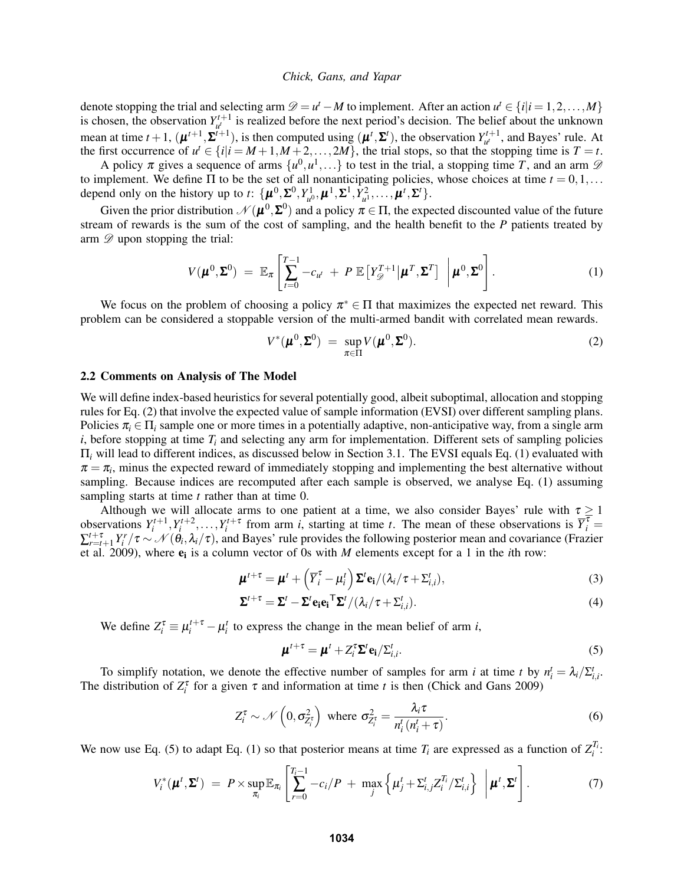denote stopping the trial and selecting arm $\mathscr{D} = u^t - M$ to implement. After an action $u^t \in \{i | i = 1, 2, \ldots, M\}$ is chosen, the observation $Y_{u^t}^{t+1}$ is realized before the next period's decision. The belief about the unknown mean at time $t+1$, $(\boldsymbol{\mu}^{t+1}, \boldsymbol{\Sigma}^{t+1})$, is then computed using $(\boldsymbol{\mu}^t, \boldsymbol{\Sigma}^t)$, the observation $Y_{u^t}^{t+1}$, and Bayes' rule. At the first occurrence of $u^t \in \{i | i = M+1, M+2, \ldots, 2M\}$, the trial stops, so that the stopping time is $T = t$.

A policy $\pi$ gives a sequence of arms $\{u^0, u^1, \ldots\}$ to test in the trial, a stopping time $T$, and an arm $\mathscr{D}$ to implement. We define $\Pi$ to be the set of all nonanticipating policies, whose choices at time $t = 0, 1, \ldots$ depend only on the history up to $t$: $\{\boldsymbol{\mu}^0, \boldsymbol{\Sigma}^0, Y_{u^0}^1, \boldsymbol{\mu}^1, \boldsymbol{\Sigma}^1, Y_{u^1}^2, \ldots, \boldsymbol{\mu}^t, \boldsymbol{\Sigma}^t\}$.

Given the prior distribution $\mathscr{N}(\boldsymbol{\mu}^0, \boldsymbol{\Sigma}^0)$ and a policy $\pi \in \Pi$, the expected discounted value of the future stream of rewards is the sum of the cost of sampling, and the health benefit to the $P$ patients treated by arm $\mathscr{D}$ upon stopping the trial:

$$V(\boldsymbol{\mu}^0, \boldsymbol{\Sigma}^0) \;=\; \mathbb{E}_\pi \left[ \sum_{t=0}^{T-1} -c_{u^t} \;+\; P \;\mathbb{E}\left[ Y_{\mathscr{D}}^{T+1} \middle| \boldsymbol{\mu}^T, \boldsymbol{\Sigma}^T \right] \;\middle|\; \boldsymbol{\mu}^0, \boldsymbol{\Sigma}^0 \right]. \tag{1}$$

We focus on the problem of choosing a policy $\pi^* \in \Pi$ that maximizes the expected net reward. This problem can be considered a stoppable version of the multi-armed bandit with correlated mean rewards.

$$V^*(\boldsymbol{\mu}^0, \boldsymbol{\Sigma}^0) \;=\; \sup_{\pi \in \Pi} V(\boldsymbol{\mu}^0, \boldsymbol{\Sigma}^0). \tag{2}$$

### 2.2 Comments on Analysis of The Model

We will define index-based heuristics for several potentially good, albeit suboptimal, allocation and stopping rules for Eq. (2) that involve the expected value of sample information (EVSI) over different sampling plans. Policies $\pi_i \in \Pi_i$ sample one or more times in a potentially adaptive, non-anticipative way, from a single arm $i$, before stopping at time $T_i$ and selecting any arm for implementation. Different sets of sampling policies $\Pi_i$ will lead to different indices, as discussed below in Section 3.1. The EVSI equals Eq. (1) evaluated with $\pi = \pi_i$, minus the expected reward of immediately stopping and implementing the best alternative without sampling. Because indices are recomputed after each sample is observed, we analyse Eq. (1) assuming sampling starts at time $t$ rather than at time 0.

Although we will allocate arms to one patient at a time, we also consider Bayes' rule with $\tau \geq 1$ observations $Y_i^{t+1}, Y_i^{t+2}, \ldots, Y_i^{t+\tau}$ from arm $i$, starting at time $t$. The mean of these observations is $\overline{Y}_i^\tau = \sum_{r=t+1}^{t+\tau} Y_i^r / \tau \sim \mathscr{N}(\theta_i, \lambda_i / \tau)$, and Bayes' rule provides the following posterior mean and covariance (Frazier et al. 2009), where $\mathbf{e_i}$ is a column vector of 0s with $M$ elements except for a 1 in the $i$th row:

$$\boldsymbol{\mu}^{t+\tau} = \boldsymbol{\mu}^t + \left( \overline{Y}_i^\tau - \mu_i^t \right) \boldsymbol{\Sigma}^t \mathbf{e_i} / (\lambda_i / \tau + \Sigma_{i,i}^t), \tag{3}$$

$$\boldsymbol{\Sigma}^{t+\tau} = \boldsymbol{\Sigma}^t - \boldsymbol{\Sigma}^t \mathbf{e_i} \mathbf{e_i}^\top \boldsymbol{\Sigma}^t / (\lambda_i / \tau + \Sigma_{i,i}^t). \tag{4}$$

We define $Z_i^\tau \equiv \mu_i^{t+\tau} - \mu_i^t$ to express the change in the mean belief of arm $i$,

$$\boldsymbol{\mu}^{t+\tau} = \boldsymbol{\mu}^t + Z_i^\tau \boldsymbol{\Sigma}^t \mathbf{e_i} / \Sigma_{i,i}^t. \tag{5}$$

To simplify notation, we denote the effective number of samples for arm $i$ at time $t$ by $n_i^t = \lambda_i / \Sigma_{i,i}^t$. The distribution of $Z_i^\tau$ for a given $\tau$ and information at time $t$ is then (Chick and Gans 2009)

$$Z_i^\tau \sim \mathscr{N}\left(0, \sigma_{Z_i^\tau}^2\right) \text{ where } \sigma_{Z_i^\tau}^2 = \frac{\lambda_i \tau}{n_i^t (n_i^t + \tau)}. \tag{6}$$

We now use Eq. (5) to adapt Eq. (1) so that posterior means at time $T_i$ are expressed as a function of $Z_i^{T_i}$:

$$V_i^*(\boldsymbol{\mu}^t, \boldsymbol{\Sigma}^t) \;=\; P \times \sup_{\pi_i} \mathbb{E}_{\pi_i} \left[ \sum_{r=0}^{T_i - 1} -c_i / P \;+\; \max_j \left\{ \mu_j^t + \Sigma_{i,j}^t Z_i^{T_i} / \Sigma_{i,i}^t \right\} \;\middle|\; \boldsymbol{\mu}^t, \boldsymbol{\Sigma}^t \right]. \tag{7}$$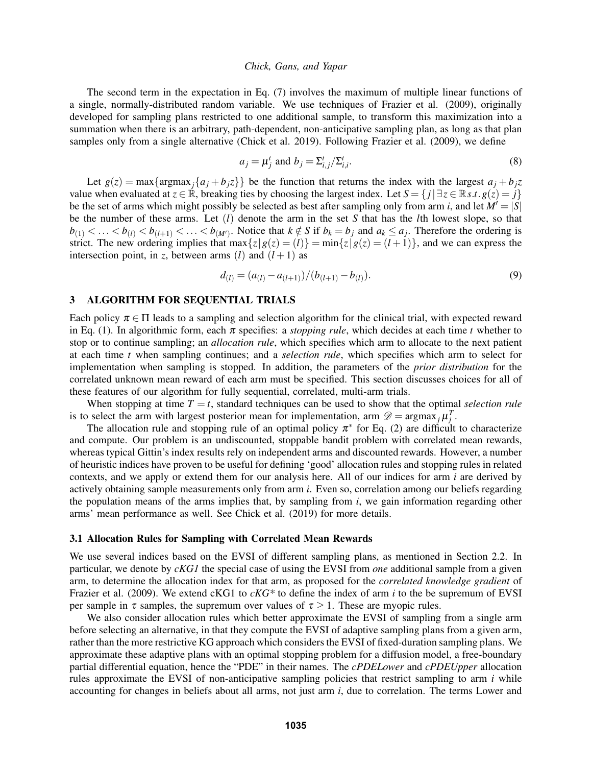The second term in the expectation in Eq. (7) involves the maximum of multiple linear functions of a single, normally-distributed random variable. We use techniques of Frazier et al. (2009), originally developed for sampling plans restricted to one additional sample, to transform this maximization into a summation when there is an arbitrary, path-dependent, non-anticipative sampling plan, as long as that plan samples only from a single alternative (Chick et al. 2019). Following Frazier et al. (2009), we define

$$a_j = \mu_j^t \text{ and } b_j = \Sigma_{i,j}^t / \Sigma_{i,i}^t. \tag{8}$$

Let $g(z) = \max\{\mathrm{argmax}_j\{a_j + b_j z\}\}$ be the function that returns the index with the largest $a_j + b_j z$ value when evaluated at $z \in \mathbb{R}$, breaking ties by choosing the largest index. Let $S = \{j \mid \exists z \in \mathbb{R}\, s.t.\, g(z) = j\}$ be the set of arms which might possibly be selected as best after sampling only from arm $i$, and let $M' = |S|$ be the number of these arms. Let $(l)$ denote the arm in the set $S$ that has the $l$th lowest slope, so that $b_{(1)} < \ldots < b_{(l)} < b_{(l+1)} < \ldots < b_{(M')}$. Notice that $k \notin S$ if $b_k = b_j$ and $a_k \leq a_j$. Therefore the ordering is strict. The new ordering implies that $\max\{z \mid g(z) = (l)\} = \min\{z \mid g(z) = (l+1)\}$, and we can express the intersection point, in $z$, between arms $(l)$ and $(l+1)$ as

$$d_{(l)} = (a_{(l)} - a_{(l+1)})/(b_{(l+1)} - b_{(l)}). \tag{9}$$

## 3 ALGORITHM FOR SEQUENTIAL TRIALS

Each policy $\pi \in \Pi$ leads to a sampling and selection algorithm for the clinical trial, with expected reward in Eq. (1). In algorithmic form, each $\pi$ specifies: a *stopping rule*, which decides at each time $t$ whether to stop or to continue sampling; an *allocation rule*, which specifies which arm to allocate to the next patient at each time $t$ when sampling continues; and a *selection rule*, which specifies which arm to select for implementation when sampling is stopped. In addition, the parameters of the *prior distribution* for the correlated unknown mean reward of each arm must be specified. This section discusses choices for all of these features of our algorithm for fully sequential, correlated, multi-arm trials.

When stopping at time $T = t$, standard techniques can be used to show that the optimal *selection rule* is to select the arm with largest posterior mean for implementation, arm $\mathscr{D} = \mathrm{argmax}_j \mu_j^T$.

The allocation rule and stopping rule of an optimal policy $\pi^*$ for Eq. (2) are difficult to characterize and compute. Our problem is an undiscounted, stoppable bandit problem with correlated mean rewards, whereas typical Gittin's index results rely on independent arms and discounted rewards. However, a number of heuristic indices have proven to be useful for defining 'good' allocation rules and stopping rules in related contexts, and we apply or extend them for our analysis here. All of our indices for arm $i$ are derived by actively obtaining sample measurements only from arm $i$. Even so, correlation among our beliefs regarding the population means of the arms implies that, by sampling from $i$, we gain information regarding other arms' mean performance as well. See Chick et al. (2019) for more details.

### 3.1 Allocation Rules for Sampling with Correlated Mean Rewards

We use several indices based on the EVSI of different sampling plans, as mentioned in Section 2.2. In particular, we denote by *cKG1* the special case of using the EVSI from *one* additional sample from a given arm, to determine the allocation index for that arm, as proposed for the *correlated knowledge gradient* of Frazier et al. (2009). We extend cKG1 to *cKG\** to define the index of arm $i$ to the be supremum of EVSI per sample in $\tau$ samples, the supremum over values of $\tau \geq 1$. These are myopic rules.

We also consider allocation rules which better approximate the EVSI of sampling from a single arm before selecting an alternative, in that they compute the EVSI of adaptive sampling plans from a given arm, rather than the more restrictive KG approach which considers the EVSI of fixed-duration sampling plans. We approximate these adaptive plans with an optimal stopping problem for a diffusion model, a free-boundary partial differential equation, hence the "PDE" in their names. The *cPDELower* and *cPDEUpper* allocation rules approximate the EVSI of non-anticipative sampling policies that restrict sampling to arm $i$ while accounting for changes in beliefs about all arms, not just arm $i$, due to correlation. The terms Lower and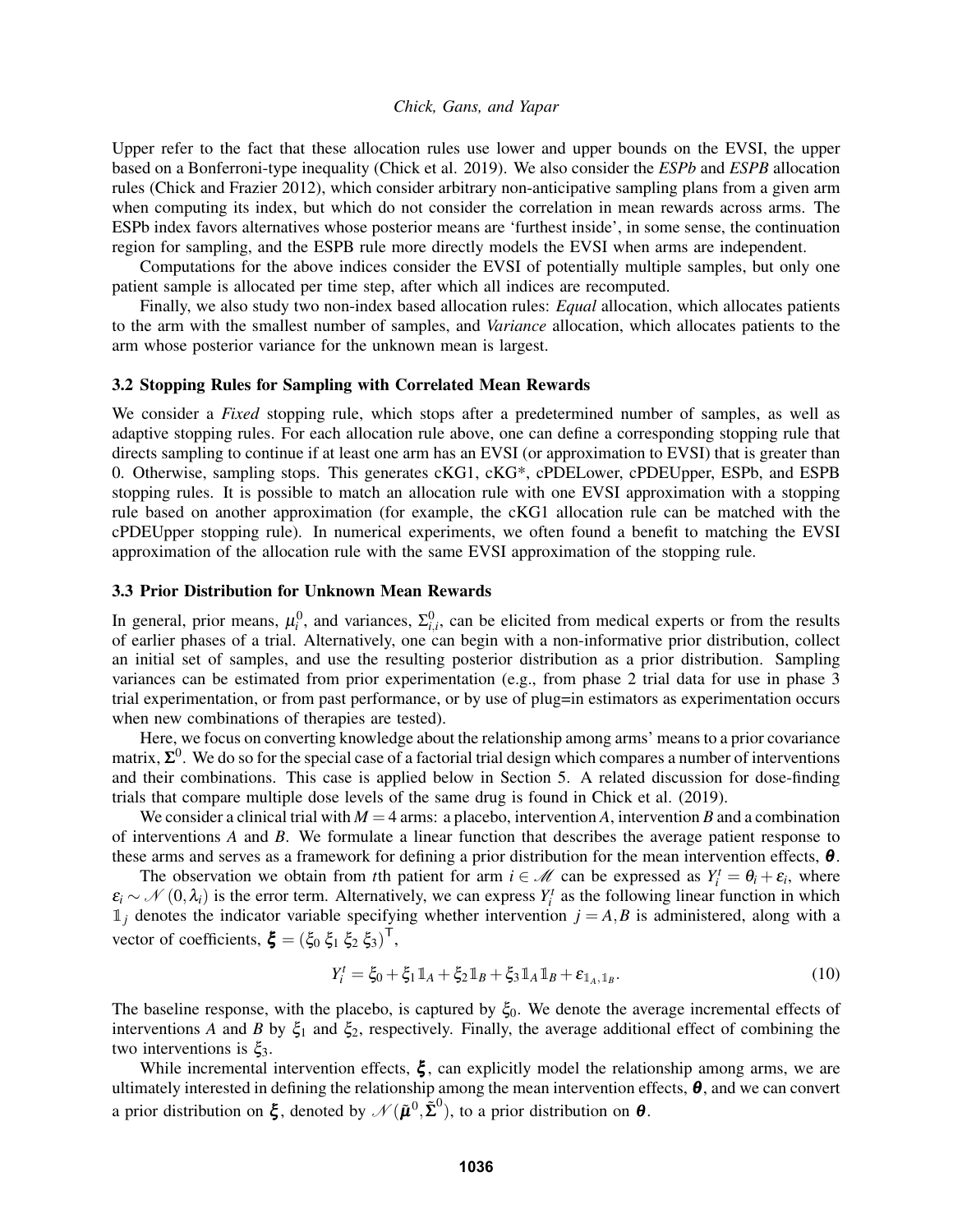Upper refer to the fact that these allocation rules use lower and upper bounds on the EVSI, the upper based on a Bonferroni-type inequality (Chick et al. 2019). We also consider the *ESPb* and *ESPB* allocation rules (Chick and Frazier 2012), which consider arbitrary non-anticipative sampling plans from a given arm when computing its index, but which do not consider the correlation in mean rewards across arms. The ESPb index favors alternatives whose posterior means are 'furthest inside', in some sense, the continuation region for sampling, and the ESPB rule more directly models the EVSI when arms are independent.

Computations for the above indices consider the EVSI of potentially multiple samples, but only one patient sample is allocated per time step, after which all indices are recomputed.

Finally, we also study two non-index based allocation rules: *Equal* allocation, which allocates patients to the arm with the smallest number of samples, and *Variance* allocation, which allocates patients to the arm whose posterior variance for the unknown mean is largest.

### 3.2 Stopping Rules for Sampling with Correlated Mean Rewards

We consider a *Fixed* stopping rule, which stops after a predetermined number of samples, as well as adaptive stopping rules. For each allocation rule above, one can define a corresponding stopping rule that directs sampling to continue if at least one arm has an EVSI (or approximation to EVSI) that is greater than 0. Otherwise, sampling stops. This generates cKG1, cKG*, cPDELower, cPDEUpper, ESPb, and ESPB stopping rules. It is possible to match an allocation rule with one EVSI approximation with a stopping rule based on another approximation (for example, the cKG1 allocation rule can be matched with the cPDEUpper stopping rule). In numerical experiments, we often found a benefit to matching the EVSI approximation of the allocation rule with the same EVSI approximation of the stopping rule.

### 3.3 Prior Distribution for Unknown Mean Rewards

In general, prior means, $\mu_i^0$, and variances, $\Sigma_{i,i}^0$, can be elicited from medical experts or from the results of earlier phases of a trial. Alternatively, one can begin with a non-informative prior distribution, collect an initial set of samples, and use the resulting posterior distribution as a prior distribution. Sampling variances can be estimated from prior experimentation (e.g., from phase 2 trial data for use in phase 3 trial experimentation, or from past performance, or by use of plug=in estimators as experimentation occurs when new combinations of therapies are tested).

Here, we focus on converting knowledge about the relationship among arms' means to a prior covariance matrix, $\boldsymbol{\Sigma}^0$. We do so for the special case of a factorial trial design which compares a number of interventions and their combinations. This case is applied below in Section 5. A related discussion for dose-finding trials that compare multiple dose levels of the same drug is found in Chick et al. (2019).

We consider a clinical trial with $M = 4$ arms: a placebo, intervention $A$, intervention $B$ and a combination of interventions $A$ and $B$. We formulate a linear function that describes the average patient response to these arms and serves as a framework for defining a prior distribution for the mean intervention effects, $\boldsymbol{\theta}$.

The observation we obtain from $t$th patient for arm $i \in \mathscr{M}$ can be expressed as $Y_i^t = \theta_i + \varepsilon_i$, where $\varepsilon_i \sim \mathscr{N}(0, \lambda_i)$ is the error term. Alternatively, we can express $Y_i^t$ as the following linear function in which $\mathbb{1}_j$ denotes the indicator variable specifying whether intervention $j = A, B$ is administered, along with a vector of coefficients, $\boldsymbol{\xi} = (\xi_0\ \xi_1\ \xi_2\ \xi_3)^\mathsf{T}$,

$$Y_i^t = \xi_0 + \xi_1 \mathbb{1}_A + \xi_2 \mathbb{1}_B + \xi_3 \mathbb{1}_A \mathbb{1}_B + \varepsilon_{\mathbb{1}_A, \mathbb{1}_B}. \tag{10}$$

The baseline response, with the placebo, is captured by $\xi_0$. We denote the average incremental effects of interventions $A$ and $B$ by $\xi_1$ and $\xi_2$, respectively. Finally, the average additional effect of combining the two interventions is $\xi_3$.

While incremental intervention effects, $\boldsymbol{\xi}$, can explicitly model the relationship among arms, we are ultimately interested in defining the relationship among the mean intervention effects, $\boldsymbol{\theta}$, and we can convert a prior distribution on $\boldsymbol{\xi}$, denoted by $\mathscr{N}(\tilde{\boldsymbol{\mu}}^0, \tilde{\boldsymbol{\Sigma}}^0)$, to a prior distribution on $\boldsymbol{\theta}$.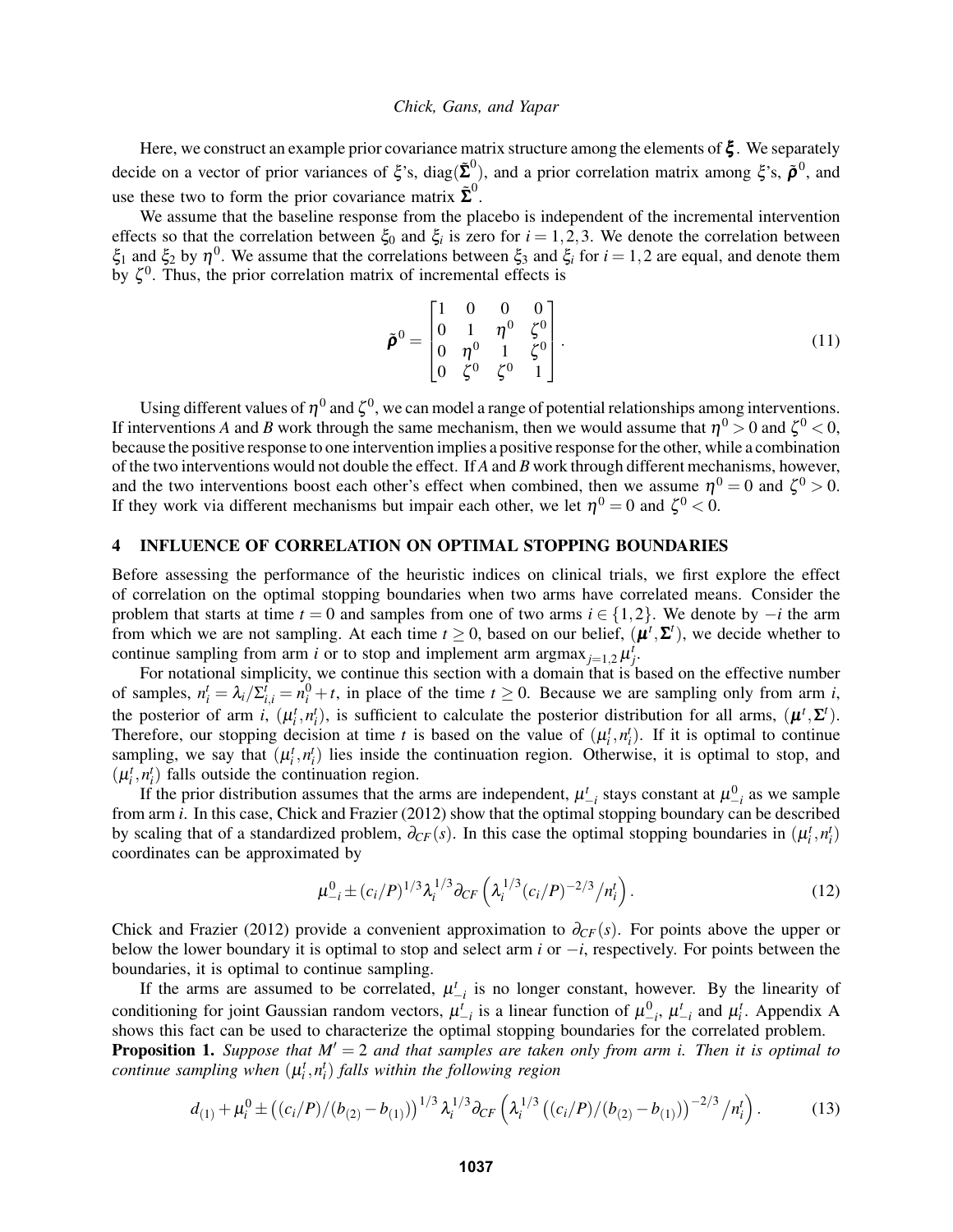Here, we construct an example prior covariance matrix structure among the elements of $\boldsymbol{\xi}$. We separately decide on a vector of prior variances of $\xi$'s, $\text{diag}(\tilde{\boldsymbol{\Sigma}}^0)$, and a prior correlation matrix among $\xi$'s, $\tilde{\boldsymbol{\rho}}^0$, and use these two to form the prior covariance matrix $\tilde{\boldsymbol{\Sigma}}^0$.

We assume that the baseline response from the placebo is independent of the incremental intervention effects so that the correlation between $\xi_0$ and $\xi_i$ is zero for $i = 1,2,3$. We denote the correlation between $\xi_1$ and $\xi_2$ by $\eta^0$. We assume that the correlations between $\xi_3$ and $\xi_i$ for $i = 1,2$ are equal, and denote them by $\zeta^0$. Thus, the prior correlation matrix of incremental effects is

$$\tilde{\boldsymbol{\rho}}^0 = \begin{bmatrix} 1 & 0 & 0 & 0 \\ 0 & 1 & \eta^0 & \zeta^0 \\ 0 & \eta^0 & 1 & \zeta^0 \\ 0 & \zeta^0 & \zeta^0 & 1 \end{bmatrix}. \tag{11}$$

Using different values of $\eta^0$ and $\zeta^0$, we can model a range of potential relationships among interventions. If interventions *A* and *B* work through the same mechanism, then we would assume that $\eta^0 > 0$ and $\zeta^0 < 0$, because the positive response to one intervention implies a positive response for the other, while a combination of the two interventions would not double the effect. If *A* and *B* work through different mechanisms, however, and the two interventions boost each other's effect when combined, then we assume $\eta^0 = 0$ and $\zeta^0 > 0$. If they work via different mechanisms but impair each other, we let $\eta^0 = 0$ and $\zeta^0 < 0$.

## 4 INFLUENCE OF CORRELATION ON OPTIMAL STOPPING BOUNDARIES

Before assessing the performance of the heuristic indices on clinical trials, we first explore the effect of correlation on the optimal stopping boundaries when two arms have correlated means. Consider the problem that starts at time $t = 0$ and samples from one of two arms $i \in \{1,2\}$. We denote by $-i$ the arm from which we are not sampling. At each time $t \geq 0$, based on our belief, $(\boldsymbol{\mu}^t, \boldsymbol{\Sigma}^t)$, we decide whether to continue sampling from arm $i$ or to stop and implement arm $\text{argmax}_{j=1,2}\, \mu_j^t$.

For notational simplicity, we continue this section with a domain that is based on the effective number of samples, $n_i^t = \lambda_i / \Sigma_{i,i}^t = n_i^0 + t$, in place of the time $t \geq 0$. Because we are sampling only from arm $i$, the posterior of arm $i$, $(\mu_i^t, n_i^t)$, is sufficient to calculate the posterior distribution for all arms, $(\boldsymbol{\mu}^t, \boldsymbol{\Sigma}^t)$. Therefore, our stopping decision at time $t$ is based on the value of $(\mu_i^t, n_i^t)$. If it is optimal to continue sampling, we say that $(\mu_i^t, n_i^t)$ lies inside the continuation region. Otherwise, it is optimal to stop, and $(\mu_i^t, n_i^t)$ falls outside the continuation region.

If the prior distribution assumes that the arms are independent, $\mu_{-i}^t$ stays constant at $\mu_{-i}^0$ as we sample from arm $i$. In this case, Chick and Frazier (2012) show that the optimal stopping boundary can be described by scaling that of a standardized problem, $\partial_{CF}(s)$. In this case the optimal stopping boundaries in $(\mu_i^t, n_i^t)$ coordinates can be approximated by

$$\mu_{-i}^0 \pm (c_i/P)^{1/3} \lambda_i^{1/3} \partial_{CF}\left(\lambda_i^{1/3} (c_i/P)^{-2/3} \big/ n_i^t\right). \tag{12}$$

Chick and Frazier (2012) provide a convenient approximation to $\partial_{CF}(s)$. For points above the upper or below the lower boundary it is optimal to stop and select arm $i$ or $-i$, respectively. For points between the boundaries, it is optimal to continue sampling.

If the arms are assumed to be correlated, $\mu_{-i}^t$ is no longer constant, however. By the linearity of conditioning for joint Gaussian random vectors, $\mu_{-i}^t$ is a linear function of $\mu_{-i}^0$, $\mu_{-i}^t$ and $\mu_i^t$. Appendix A shows this fact can be used to characterize the optimal stopping boundaries for the correlated problem.

**Proposition 1.** *Suppose that $M' = 2$ and that samples are taken only from arm i. Then it is optimal to continue sampling when $(\mu_i^t, n_i^t)$ falls within the following region*

$$d_{(1)} + \mu_i^0 \pm \left((c_i/P)/(b_{(2)} - b_{(1)})\right)^{1/3} \lambda_i^{1/3} \partial_{CF}\left(\lambda_i^{1/3} \left((c_i/P)/(b_{(2)} - b_{(1)})\right)^{-2/3} \big/ n_i^t\right). \tag{13}$$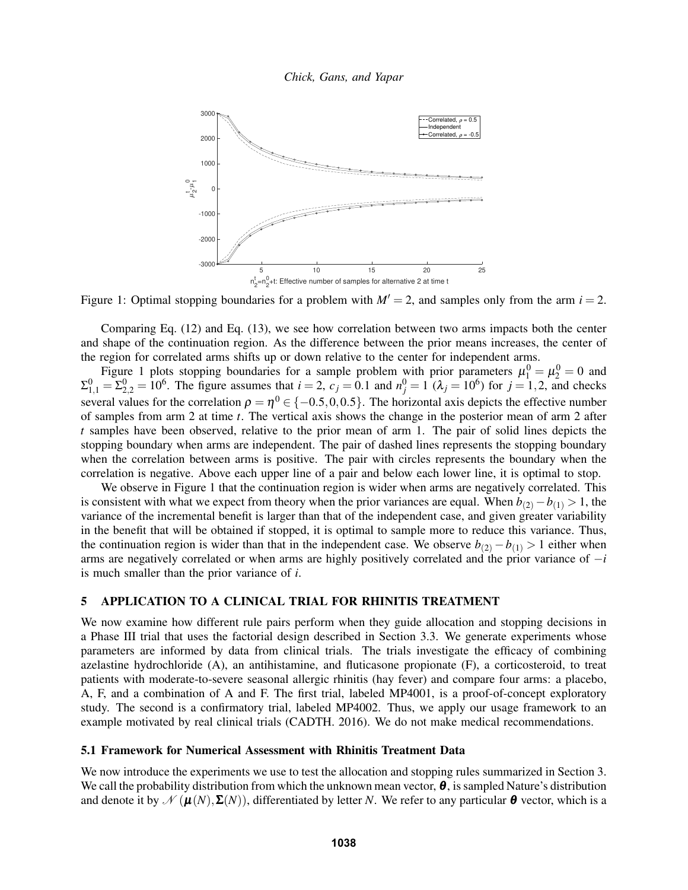Figure 1: Optimal stopping boundaries for a problem with $M' = 2$, and samples only from the arm $i = 2$.

Comparing Eq. (12) and Eq. (13), we see how correlation between two arms impacts both the center and shape of the continuation region. As the difference between the prior means increases, the center of the region for correlated arms shifts up or down relative to the center for independent arms.

Figure 1 plots stopping boundaries for a sample problem with prior parameters $\mu_1^0 = \mu_2^0 = 0$ and $\Sigma_{1,1}^0 = \Sigma_{2,2}^0 = 10^6$. The figure assumes that $i = 2$, $c_j = 0.1$ and $n_j^0 = 1$ ($\lambda_j = 10^6$) for $j = 1, 2$, and checks several values for the correlation $\rho = \eta^0 \in \{-0.5, 0, 0.5\}$. The horizontal axis depicts the effective number of samples from arm 2 at time $t$. The vertical axis shows the change in the posterior mean of arm 2 after $t$ samples have been observed, relative to the prior mean of arm 1. The pair of solid lines depicts the stopping boundary when arms are independent. The pair of dashed lines represents the stopping boundary when the correlation between arms is positive. The pair with circles represents the boundary when the correlation is negative. Above each upper line of a pair and below each lower line, it is optimal to stop.

We observe in Figure 1 that the continuation region is wider when arms are negatively correlated. This is consistent with what we expect from theory when the prior variances are equal. When $b_{(2)} - b_{(1)} > 1$, the variance of the incremental benefit is larger than that of the independent case, and given greater variability in the benefit that will be obtained if stopped, it is optimal to sample more to reduce this variance. Thus, the continuation region is wider than that in the independent case. We observe $b_{(2)} - b_{(1)} > 1$ either when arms are negatively correlated or when arms are highly positively correlated and the prior variance of $-i$ is much smaller than the prior variance of $i$.

## 5 APPLICATION TO A CLINICAL TRIAL FOR RHINITIS TREATMENT

We now examine how different rule pairs perform when they guide allocation and stopping decisions in a Phase III trial that uses the factorial design described in Section 3.3. We generate experiments whose parameters are informed by data from clinical trials. The trials investigate the efficacy of combining azelastine hydrochloride (A), an antihistamine, and fluticasone propionate (F), a corticosteroid, to treat patients with moderate-to-severe seasonal allergic rhinitis (hay fever) and compare four arms: a placebo, A, F, and a combination of A and F. The first trial, labeled MP4001, is a proof-of-concept exploratory study. The second is a confirmatory trial, labeled MP4002. Thus, we apply our usage framework to an example motivated by real clinical trials (CADTH. 2016). We do not make medical recommendations.

### 5.1 Framework for Numerical Assessment with Rhinitis Treatment Data

We now introduce the experiments we use to test the allocation and stopping rules summarized in Section 3. We call the probability distribution from which the unknown mean vector, $\boldsymbol{\theta}$, is sampled Nature's distribution and denote it by $\mathcal{N}(\boldsymbol{\mu}(N), \boldsymbol{\Sigma}(N))$, differentiated by letter $N$. We refer to any particular $\boldsymbol{\theta}$ vector, which is a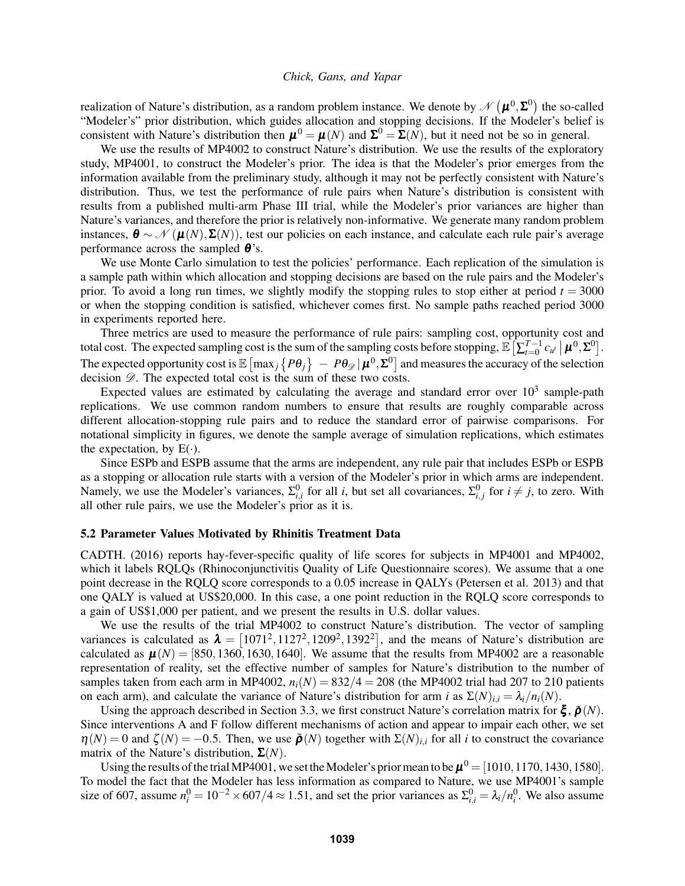realization of Nature's distribution, as a random problem instance. We denote by $\mathcal{N}\left(\boldsymbol{\mu}^0, \boldsymbol{\Sigma}^0\right)$ the so-called "Modeler's" prior distribution, which guides allocation and stopping decisions. If the Modeler's belief is consistent with Nature's distribution then $\boldsymbol{\mu}^0 = \boldsymbol{\mu}(N)$ and $\boldsymbol{\Sigma}^0 = \boldsymbol{\Sigma}(N)$, but it need not be so in general.

We use the results of MP4002 to construct Nature's distribution. We use the results of the exploratory study, MP4001, to construct the Modeler's prior. The idea is that the Modeler's prior emerges from the information available from the preliminary study, although it may not be perfectly consistent with Nature's distribution. Thus, we test the performance of rule pairs when Nature's distribution is consistent with results from a published multi-arm Phase III trial, while the Modeler's prior variances are higher than Nature's variances, and therefore the prior is relatively non-informative. We generate many random problem instances, $\boldsymbol{\theta} \sim \mathcal{N}\left(\boldsymbol{\mu}(N), \boldsymbol{\Sigma}(N)\right)$, test our policies on each instance, and calculate each rule pair's average performance across the sampled $\boldsymbol{\theta}$'s.

We use Monte Carlo simulation to test the policies' performance. Each replication of the simulation is a sample path within which allocation and stopping decisions are based on the rule pairs and the Modeler's prior. To avoid a long run times, we slightly modify the stopping rules to stop either at period $t = 3000$ or when the stopping condition is satisfied, whichever comes first. No sample paths reached period 3000 in experiments reported here.

Three metrics are used to measure the performance of rule pairs: sampling cost, opportunity cost and total cost. The expected sampling cost is the sum of the sampling costs before stopping, $\mathbb{E}\left[\sum_{t=0}^{T-1} c_{i_t} \,|\, \boldsymbol{\mu}^0, \boldsymbol{\Sigma}^0\right]$. The expected opportunity cost is $\mathbb{E}\left[\max_j \left\{P\theta_j\right\} \; - \; P\theta_{\mathscr{D}} \,|\, \boldsymbol{\mu}^0, \boldsymbol{\Sigma}^0\right]$ and measures the accuracy of the selection decision $\mathscr{D}$. The expected total cost is the sum of these two costs.

Expected values are estimated by calculating the average and standard error over $10^3$ sample-path replications. We use common random numbers to ensure that results are roughly comparable across different allocation-stopping rule pairs and to reduce the standard error of pairwise comparisons. For notational simplicity in figures, we denote the sample average of simulation replications, which estimates the expectation, by $\mathrm{E}(\cdot)$.

Since ESPb and ESPB assume that the arms are independent, any rule pair that includes ESPb or ESPB as a stopping or allocation rule starts with a version of the Modeler's prior in which arms are independent. Namely, we use the Modeler's variances, $\Sigma^0_{i,i}$ for all $i$, but set all covariances, $\Sigma^0_{i,j}$ for $i \neq j$, to zero. With all other rule pairs, we use the Modeler's prior as it is.

### 5.2 Parameter Values Motivated by Rhinitis Treatment Data

CADTH. (2016) reports hay-fever-specific quality of life scores for subjects in MP4001 and MP4002, which it labels RQLQs (Rhinoconjunctivitis Quality of Life Questionnaire scores). We assume that a one point decrease in the RQLQ score corresponds to a 0.05 increase in QALYs (Petersen et al. 2013) and that one QALY is valued at US\$20,000. In this case, a one point reduction in the RQLQ score corresponds to a gain of US\$1,000 per patient, and we present the results in U.S. dollar values.

We use the results of the trial MP4002 to construct Nature's distribution. The vector of sampling variances is calculated as $\boldsymbol{\lambda} = \left[1071^2, 1127^2, 1209^2, 1392^2\right]$, and the means of Nature's distribution are calculated as $\boldsymbol{\mu}(N) = [850, 1360, 1630, 1640]$. We assume that the results from MP4002 are a reasonable representation of reality, set the effective number of samples for Nature's distribution to the number of samples taken from each arm in MP4002, $n_i(N) = 832/4 = 208$ (the MP4002 trial had 207 to 210 patients on each arm), and calculate the variance of Nature's distribution for arm $i$ as $\Sigma(N)_{i,i} = \lambda_i / n_i(N)$.

Using the approach described in Section 3.3, we first construct Nature's correlation matrix for $\boldsymbol{\xi}$, $\tilde{\boldsymbol{\rho}}(N)$. Since interventions A and F follow different mechanisms of action and appear to impair each other, we set $\eta(N) = 0$ and $\zeta(N) = -0.5$. Then, we use $\tilde{\boldsymbol{\rho}}(N)$ together with $\Sigma(N)_{i,i}$ for all $i$ to construct the covariance matrix of the Nature's distribution, $\boldsymbol{\Sigma}(N)$.

Using the results of the trial MP4001, we set the Modeler's prior mean to be $\boldsymbol{\mu}^0 = [1010, 1170, 1430, 1580]$. To model the fact that the Modeler has less information as compared to Nature, we use MP4001's sample size of 607, assume $n^0_i = 10^{-2} \times 607/4 \approx 1.51$, and set the prior variances as $\Sigma^0_{i,i} = \lambda_i / n^0_i$. We also assume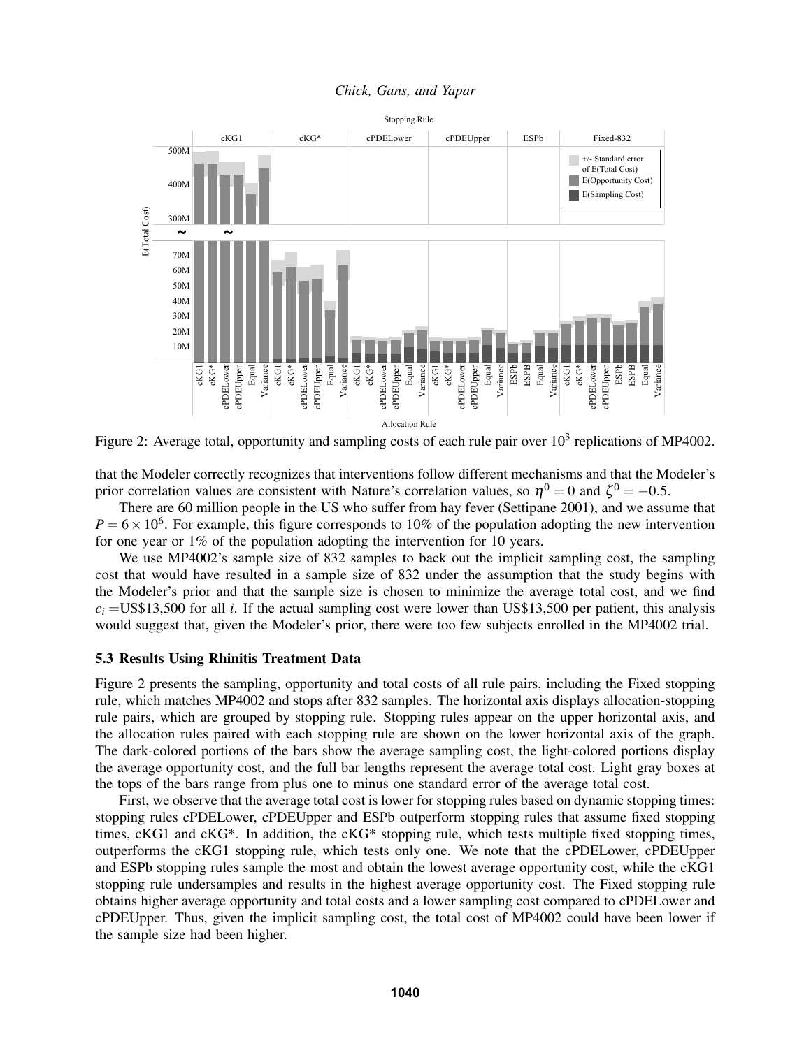Figure 2: Average total, opportunity and sampling costs of each rule pair over $10^3$ replications of MP4002.

that the Modeler correctly recognizes that interventions follow different mechanisms and that the Modeler's prior correlation values are consistent with Nature's correlation values, so $\eta^0 = 0$ and $\zeta^0 = -0.5$.

There are 60 million people in the US who suffer from hay fever (Settipane 2001), and we assume that $P = 6 \times 10^6$. For example, this figure corresponds to 10% of the population adopting the new intervention for one year or 1% of the population adopting the intervention for 10 years.

We use MP4002's sample size of 832 samples to back out the implicit sampling cost, the sampling cost that would have resulted in a sample size of 832 under the assumption that the study begins with the Modeler's prior and that the sample size is chosen to minimize the average total cost, and we find $c_i$ =US$13,500 for all $i$. If the actual sampling cost were lower than US$13,500 per patient, this analysis would suggest that, given the Modeler's prior, there were too few subjects enrolled in the MP4002 trial.

### 5.3 Results Using Rhinitis Treatment Data

Figure 2 presents the sampling, opportunity and total costs of all rule pairs, including the Fixed stopping rule, which matches MP4002 and stops after 832 samples. The horizontal axis displays allocation-stopping rule pairs, which are grouped by stopping rule. Stopping rules appear on the upper horizontal axis, and the allocation rules paired with each stopping rule are shown on the lower horizontal axis of the graph. The dark-colored portions of the bars show the average sampling cost, the light-colored portions display the average opportunity cost, and the full bar lengths represent the average total cost. Light gray boxes at the tops of the bars range from plus one to minus one standard error of the average total cost.

First, we observe that the average total cost is lower for stopping rules based on dynamic stopping times: stopping rules cPDELower, cPDEUpper and ESPb outperform stopping rules that assume fixed stopping times, cKG1 and cKG*. In addition, the cKG* stopping rule, which tests multiple fixed stopping times, outperforms the cKG1 stopping rule, which tests only one. We note that the cPDELower, cPDEUpper and ESPb stopping rules sample the most and obtain the lowest average opportunity cost, while the cKG1 stopping rule undersamples and results in the highest average opportunity cost. The Fixed stopping rule obtains higher average opportunity and total costs and a lower sampling cost compared to cPDELower and cPDEUpper. Thus, given the implicit sampling cost, the total cost of MP4002 could have been lower if the sample size had been higher.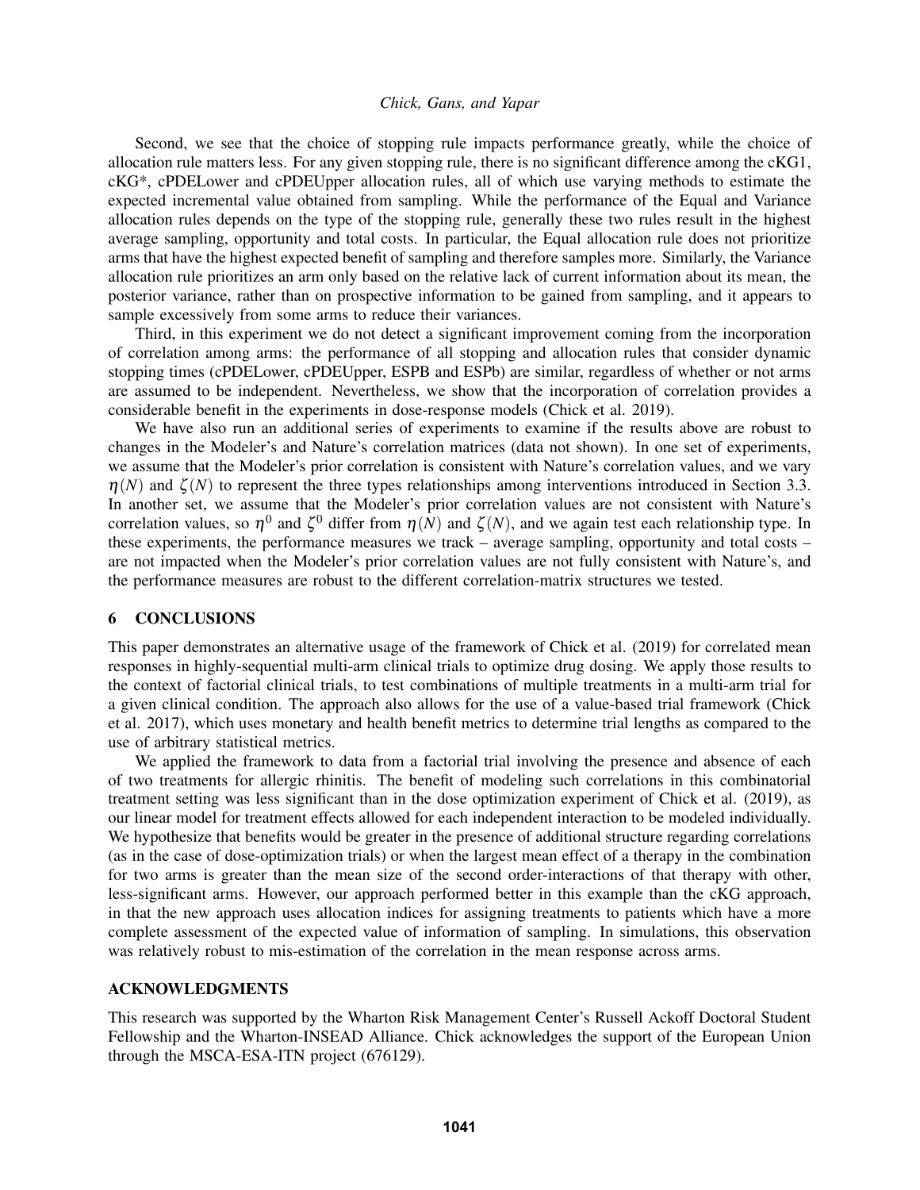Second, we see that the choice of stopping rule impacts performance greatly, while the choice of allocation rule matters less. For any given stopping rule, there is no significant difference among the cKG1, cKG*, cPDELower and cPDEUpper allocation rules, all of which use varying methods to estimate the expected incremental value obtained from sampling. While the performance of the Equal and Variance allocation rules depends on the type of the stopping rule, generally these two rules result in the highest average sampling, opportunity and total costs. In particular, the Equal allocation rule does not prioritize arms that have the highest expected benefit of sampling and therefore samples more. Similarly, the Variance allocation rule prioritizes an arm only based on the relative lack of current information about its mean, the posterior variance, rather than on prospective information to be gained from sampling, and it appears to sample excessively from some arms to reduce their variances.

Third, in this experiment we do not detect a significant improvement coming from the incorporation of correlation among arms: the performance of all stopping and allocation rules that consider dynamic stopping times (cPDELower, cPDEUpper, ESPB and ESPb) are similar, regardless of whether or not arms are assumed to be independent. Nevertheless, we show that the incorporation of correlation provides a considerable benefit in the experiments in dose-response models (Chick et al. 2019).

We have also run an additional series of experiments to examine if the results above are robust to changes in the Modeler's and Nature's correlation matrices (data not shown). In one set of experiments, we assume that the Modeler's prior correlation is consistent with Nature's correlation values, and we vary $\eta(N)$ and $\zeta(N)$ to represent the three types relationships among interventions introduced in Section 3.3. In another set, we assume that the Modeler's prior correlation values are not consistent with Nature's correlation values, so $\eta^0$ and $\zeta^0$ differ from $\eta(N)$ and $\zeta(N)$, and we again test each relationship type. In these experiments, the performance measures we track – average sampling, opportunity and total costs – are not impacted when the Modeler's prior correlation values are not fully consistent with Nature's, and the performance measures are robust to the different correlation-matrix structures we tested.

## 6 CONCLUSIONS

This paper demonstrates an alternative usage of the framework of Chick et al. (2019) for correlated mean responses in highly-sequential multi-arm clinical trials to optimize drug dosing. We apply those results to the context of factorial clinical trials, to test combinations of multiple treatments in a multi-arm trial for a given clinical condition. The approach also allows for the use of a value-based trial framework (Chick et al. 2017), which uses monetary and health benefit metrics to determine trial lengths as compared to the use of arbitrary statistical metrics.

We applied the framework to data from a factorial trial involving the presence and absence of each of two treatments for allergic rhinitis. The benefit of modeling such correlations in this combinatorial treatment setting was less significant than in the dose optimization experiment of Chick et al. (2019), as our linear model for treatment effects allowed for each independent interaction to be modeled individually. We hypothesize that benefits would be greater in the presence of additional structure regarding correlations (as in the case of dose-optimization trials) or when the largest mean effect of a therapy in the combination for two arms is greater than the mean size of the second order-interactions of that therapy with other, less-significant arms. However, our approach performed better in this example than the cKG approach, in that the new approach uses allocation indices for assigning treatments to patients which have a more complete assessment of the expected value of information of sampling. In simulations, this observation was relatively robust to mis-estimation of the correlation in the mean response across arms.

## ACKNOWLEDGMENTS

This research was supported by the Wharton Risk Management Center's Russell Ackoff Doctoral Student Fellowship and the Wharton-INSEAD Alliance. Chick acknowledges the support of the European Union through the MSCA-ESA-ITN project (676129).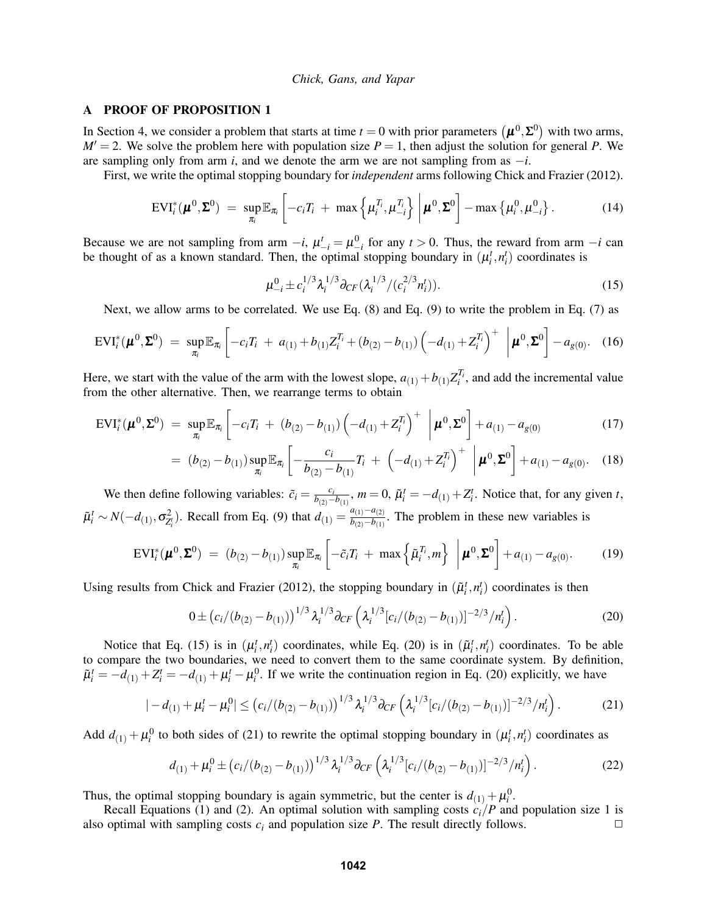## A PROOF OF PROPOSITION 1

In Section 4, we consider a problem that starts at time $t = 0$ with prior parameters $(\boldsymbol{\mu}^0, \boldsymbol{\Sigma}^0)$ with two arms, $M' = 2$. We solve the problem here with population size $P = 1$, then adjust the solution for general $P$. We are sampling only from arm $i$, and we denote the arm we are not sampling from as $-i$.

First, we write the optimal stopping boundary for *independent* arms following Chick and Frazier (2012).

$$\mathrm{EVI}_i^*(\boldsymbol{\mu}^0, \boldsymbol{\Sigma}^0) \;=\; \sup_{\pi_i} \mathbb{E}_{\pi_i}\left[ -c_i T_i \;+\; \max\left\{ \mu_i^{T_i}, \mu_{-i}^{T_i} \right\} \;\middle|\; \boldsymbol{\mu}^0, \boldsymbol{\Sigma}^0 \right] - \max\left\{ \mu_i^0, \mu_{-i}^0 \right\}. \tag{14}$$

Because we are not sampling from arm $-i$, $\mu_{-i}^t = \mu_{-i}^0$ for any $t > 0$. Thus, the reward from arm $-i$ can be thought of as a known standard. Then, the optimal stopping boundary in $(\mu_i^t, n_i^t)$ coordinates is

$$\mu_{-i}^0 \pm c_i^{1/3} \lambda_i^{1/3} \partial_{CF}(\lambda_i^{1/3}/(c_i^{2/3} n_i^t)). \tag{15}$$

Next, we allow arms to be correlated. We use Eq. (8) and Eq. (9) to write the problem in Eq. (7) as

$$\mathrm{EVI}_i^*(\boldsymbol{\mu}^0, \boldsymbol{\Sigma}^0) \;=\; \sup_{\pi_i} \mathbb{E}_{\pi_i}\left[ -c_i T_i \;+\; a_{(1)} + b_{(1)} Z_i^{T_i} + (b_{(2)} - b_{(1)}) \left( -d_{(1)} + Z_i^{T_i} \right)^+ \;\middle|\; \boldsymbol{\mu}^0, \boldsymbol{\Sigma}^0 \right] - a_{g(0)}. \tag{16}$$

Here, we start with the value of the arm with the lowest slope, $a_{(1)} + b_{(1)} Z_i^{T_i}$, and add the incremental value from the other alternative. Then, we rearrange terms to obtain

$$\begin{aligned}
\mathrm{EVI}_i^*(\boldsymbol{\mu}^0, \boldsymbol{\Sigma}^0) \;&=\; \sup_{\pi_i} \mathbb{E}_{\pi_i}\left[ -c_i T_i \;+\; (b_{(2)} - b_{(1)}) \left( -d_{(1)} + Z_i^{T_i} \right)^+ \;\middle|\; \boldsymbol{\mu}^0, \boldsymbol{\Sigma}^0 \right] + a_{(1)} - a_{g(0)} \qquad (17) \\
&=\; (b_{(2)} - b_{(1)}) \sup_{\pi_i} \mathbb{E}_{\pi_i}\left[ -\frac{c_i}{b_{(2)} - b_{(1)}} T_i \;+\; \left( -d_{(1)} + Z_i^{T_i} \right)^+ \;\middle|\; \boldsymbol{\mu}^0, \boldsymbol{\Sigma}^0 \right] + a_{(1)} - a_{g(0)}. \qquad (18)
\end{aligned}$$

We then define following variables: $\tilde{c}_i = \frac{c_i}{b_{(2)} - b_{(1)}}$, $m = 0$, $\tilde{\mu}_i^t = -d_{(1)} + Z_i^t$. Notice that, for any given $t$, $\tilde{\mu}_i^t \sim N(-d_{(1)}, \sigma^2_{Z_i^t})$. Recall from Eq. (9) that $d_{(1)} = \frac{a_{(1)} - a_{(2)}}{b_{(2)} - b_{(1)}}$. The problem in these new variables is

$$\mathrm{EVI}_i^*(\boldsymbol{\mu}^0, \boldsymbol{\Sigma}^0) \;=\; (b_{(2)} - b_{(1)}) \sup_{\pi_i} \mathbb{E}_{\pi_i}\left[ -\tilde{c}_i T_i \;+\; \max\left\{ \tilde{\mu}_i^{T_i}, m \right\} \;\middle|\; \boldsymbol{\mu}^0, \boldsymbol{\Sigma}^0 \right] + a_{(1)} - a_{g(0)}. \tag{19}$$

Using results from Chick and Frazier (2012), the stopping boundary in $(\tilde{\mu}_i^t, n_i^t)$ coordinates is then

$$0 \pm \left( c_i/(b_{(2)} - b_{(1)}) \right)^{1/3} \lambda_i^{1/3} \partial_{CF}\left( \lambda_i^{1/3} [c_i/(b_{(2)} - b_{(1)})]^{-2/3} / n_i^t \right). \tag{20}$$

Notice that Eq. (15) is in $(\mu_i^t, n_i^t)$ coordinates, while Eq. (20) is in $(\tilde{\mu}_i^t, n_i^t)$ coordinates. To be able to compare the two boundaries, we need to convert them to the same coordinate system. By definition, $\tilde{\mu}_i^t = -d_{(1)} + Z_i^t = -d_{(1)} + \mu_i^t - \mu_i^0$. If we write the continuation region in Eq. (20) explicitly, we have

$$|-d_{(1)} + \mu_i^t - \mu_i^0| \leq \left( c_i/(b_{(2)} - b_{(1)}) \right)^{1/3} \lambda_i^{1/3} \partial_{CF}\left( \lambda_i^{1/3} [c_i/(b_{(2)} - b_{(1)})]^{-2/3} / n_i^t \right). \tag{21}$$

Add $d_{(1)} + \mu_i^0$ to both sides of (21) to rewrite the optimal stopping boundary in $(\mu_i^t, n_i^t)$ coordinates as

$$d_{(1)} + \mu_i^0 \pm \left( c_i/(b_{(2)} - b_{(1)}) \right)^{1/3} \lambda_i^{1/3} \partial_{CF}\left( \lambda_i^{1/3} [c_i/(b_{(2)} - b_{(1)})]^{-2/3} / n_i^t \right). \tag{22}$$

Thus, the optimal stopping boundary is again symmetric, but the center is $d_{(1)} + \mu_i^0$.

Recall Equations (1) and (2). An optimal solution with sampling costs $c_i/P$ and population size 1 is also optimal with sampling costs $c_i$ and population size $P$. The result directly follows. □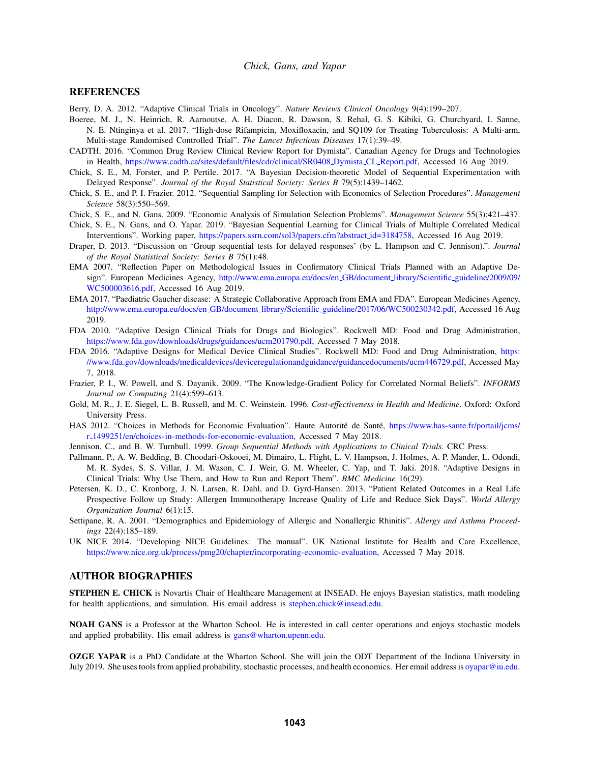## REFERENCES

Berry, D. A. 2012. "Adaptive Clinical Trials in Oncology". *Nature Reviews Clinical Oncology* 9(4):199–207.

Boeree, M. J., N. Heinrich, R. Aarnoutse, A. H. Diacon, R. Dawson, S. Rehal, G. S. Kibiki, G. Churchyard, I. Sanne, N. E. Ntinginya et al. 2017. "High-dose Rifampicin, Moxifloxacin, and SQ109 for Treating Tuberculosis: A Multi-arm, Multi-stage Randomised Controlled Trial". *The Lancet Infectious Diseases* 17(1):39–49.

CADTH. 2016. "Common Drug Review Clinical Review Report for Dymista". Canadian Agency for Drugs and Technologies in Health, https://www.cadth.ca/sites/default/files/cdr/clinical/SR0408_Dymista_CL_Report.pdf, Accessed 16 Aug 2019.

Chick, S. E., M. Forster, and P. Pertile. 2017. "A Bayesian Decision-theoretic Model of Sequential Experimentation with Delayed Response". *Journal of the Royal Statistical Society: Series B* 79(5):1439–1462.

Chick, S. E., and P. I. Frazier. 2012. "Sequential Sampling for Selection with Economics of Selection Procedures". *Management Science* 58(3):550–569.

Chick, S. E., and N. Gans. 2009. "Economic Analysis of Simulation Selection Problems". *Management Science* 55(3):421–437.

Chick, S. E., N. Gans, and O. Yapar. 2019. "Bayesian Sequential Learning for Clinical Trials of Multiple Correlated Medical Interventions". Working paper, https://papers.ssrn.com/sol3/papers.cfm?abstract_id=3184758, Accessed 16 Aug 2019.

Draper, D. 2013. "Discussion on 'Group sequential tests for delayed responses' (by L. Hampson and C. Jennison).". *Journal of the Royal Statistical Society: Series B* 75(1):48.

EMA 2007. "Reflection Paper on Methodological Issues in Confirmatory Clinical Trials Planned with an Adaptive Design". European Medicines Agency, http://www.ema.europa.eu/docs/en_GB/document_library/Scientific_guideline/2009/09/WC500003616.pdf, Accessed 16 Aug 2019.

EMA 2017. "Paediatric Gaucher disease: A Strategic Collaborative Approach from EMA and FDA". European Medicines Agency, http://www.ema.europa.eu/docs/en_GB/document_library/Scientific_guideline/2017/06/WC500230342.pdf, Accessed 16 Aug 2019.

FDA 2010. "Adaptive Design Clinical Trials for Drugs and Biologics". Rockwell MD: Food and Drug Administration, https://www.fda.gov/downloads/drugs/guidances/ucm201790.pdf, Accessed 7 May 2018.

FDA 2016. "Adaptive Designs for Medical Device Clinical Studies". Rockwell MD: Food and Drug Administration, https://www.fda.gov/downloads/medicaldevices/deviceregulationandguidance/guidancedocuments/ucm446729.pdf, Accessed May 7, 2018.

Frazier, P. I., W. Powell, and S. Dayanik. 2009. "The Knowledge-Gradient Policy for Correlated Normal Beliefs". *INFORMS Journal on Computing* 21(4):599–613.

Gold, M. R., J. E. Siegel, L. B. Russell, and M. C. Weinstein. 1996. *Cost-effectiveness in Health and Medicine*. Oxford: Oxford University Press.

HAS 2012. "Choices in Methods for Economic Evaluation". Haute Autorité de Santé, https://www.has-sante.fr/portail/jcms/r_1499251/en/choices-in-methods-for-economic-evaluation, Accessed 7 May 2018.

Jennison, C., and B. W. Turnbull. 1999. *Group Sequential Methods with Applications to Clinical Trials*. CRC Press.

Pallmann, P., A. W. Bedding, B. Choodari-Oskooei, M. Dimairo, L. Flight, L. V. Hampson, J. Holmes, A. P. Mander, L. Odondi, M. R. Sydes, S. S. Villar, J. M. Wason, C. J. Weir, G. M. Wheeler, C. Yap, and T. Jaki. 2018. "Adaptive Designs in Clinical Trials: Why Use Them, and How to Run and Report Them". *BMC Medicine* 16(29).

Petersen, K. D., C. Kronborg, J. N. Larsen, R. Dahl, and D. Gyrd-Hansen. 2013. "Patient Related Outcomes in a Real Life Prospective Follow up Study: Allergen Immunotherapy Increase Quality of Life and Reduce Sick Days". *World Allergy Organization Journal* 6(1):15.

Settipane, R. A. 2001. "Demographics and Epidemiology of Allergic and Nonallergic Rhinitis". *Allergy and Asthma Proceedings* 22(4):185–189.

UK NICE 2014. "Developing NICE Guidelines: The manual". UK National Institute for Health and Care Excellence, https://www.nice.org.uk/process/pmg20/chapter/incorporating-economic-evaluation, Accessed 7 May 2018.

## AUTHOR BIOGRAPHIES

**STEPHEN E. CHICK** is Novartis Chair of Healthcare Management at INSEAD. He enjoys Bayesian statistics, math modeling for health applications, and simulation. His email address is stephen.chick@insead.edu.

**NOAH GANS** is a Professor at the Wharton School. He is interested in call center operations and enjoys stochastic models and applied probability. His email address is gans@wharton.upenn.edu.

**OZGE YAPAR** is a PhD Candidate at the Wharton School. She will join the ODT Department of the Indiana University in July 2019. She uses tools from applied probability, stochastic processes, and health economics. Her email address is oyapar@iu.edu.